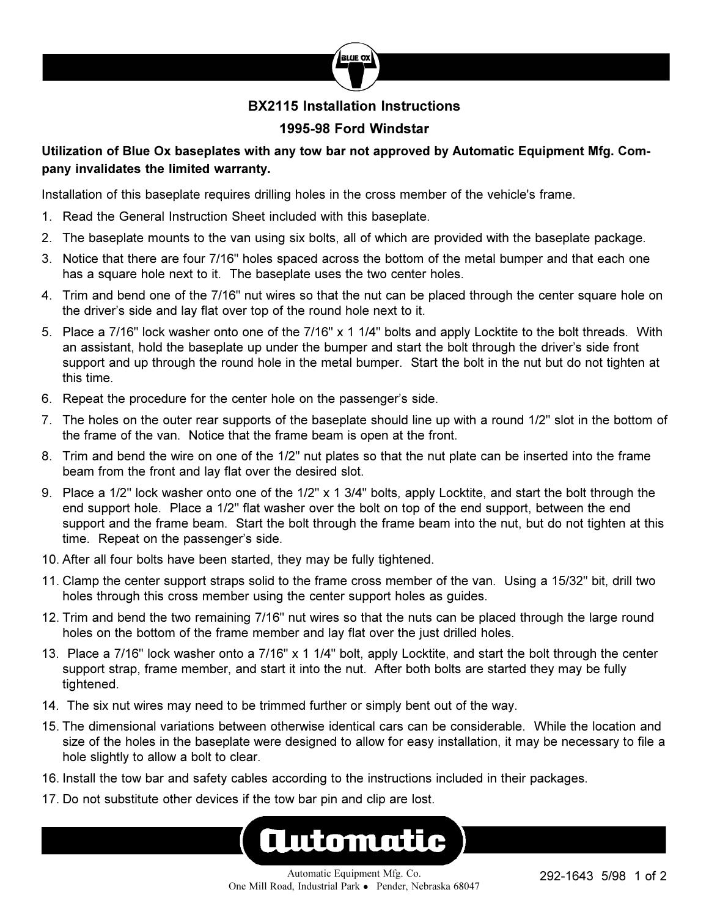# BX2115 Installation Instructions

## 1995-98 Ford Windstar

**Utilization of Blue Ox baseplates with any tow bar not approved by Automatic Equipment Mfg. Company invalidates the limited warranty.**

Installation of this baseplate requires drilling holes in the cross member of the vehicle's frame.

1. Read the General Instruction Sheet included with this baseplate.
2. The baseplate mounts to the van using six bolts, all of which are provided with the baseplate package.
3. Notice that there are four 7/16" holes spaced across the bottom of the metal bumper and that each one has a square hole next to it. The baseplate uses the two center holes.
4. Trim and bend one of the 7/16" nut wires so that the nut can be placed through the center square hole on the driver's side and lay flat over top of the round hole next to it.
5. Place a 7/16" lock washer onto one of the 7/16" x 1 1/4" bolts and apply Locktite to the bolt threads. With an assistant, hold the baseplate up under the bumper and start the bolt through the driver's side front support and up through the round hole in the metal bumper. Start the bolt in the nut but do not tighten at this time.
6. Repeat the procedure for the center hole on the passenger's side.
7. The holes on the outer rear supports of the baseplate should line up with a round 1/2" slot in the bottom of the frame of the van. Notice that the frame beam is open at the front.
8. Trim and bend the wire on one of the 1/2" nut plates so that the nut plate can be inserted into the frame beam from the front and lay flat over the desired slot.
9. Place a 1/2" lock washer onto one of the 1/2" x 1 3/4" bolts, apply Locktite, and start the bolt through the end support hole. Place a 1/2" flat washer over the bolt on top of the end support, between the end support and the frame beam. Start the bolt through the frame beam into the nut, but do not tighten at this time. Repeat on the passenger's side.
10. After all four bolts have been started, they may be fully tightened.
11. Clamp the center support straps solid to the frame cross member of the van. Using a 15/32" bit, drill two holes through this cross member using the center support holes as guides.
12. Trim and bend the two remaining 7/16" nut wires so that the nuts can be placed through the large round holes on the bottom of the frame member and lay flat over the just drilled holes.
13. Place a 7/16" lock washer onto a 7/16" x 1 1/4" bolt, apply Locktite, and start the bolt through the center support strap, frame member, and start it into the nut. After both bolts are started they may be fully tightened.
14. The six nut wires may need to be trimmed further or simply bent out of the way.
15. The dimensional variations between otherwise identical cars can be considerable. While the location and size of the holes in the baseplate were designed to allow for easy installation, it may be necessary to file a hole slightly to allow a bolt to clear.
16. Install the tow bar and safety cables according to the instructions included in their packages.
17. Do not substitute other devices if the tow bar pin and clip are lost.

Automatic Equipment Mfg. Co.
One Mill Road, Industrial Park • Pender, Nebraska 68047

292-1643 5/98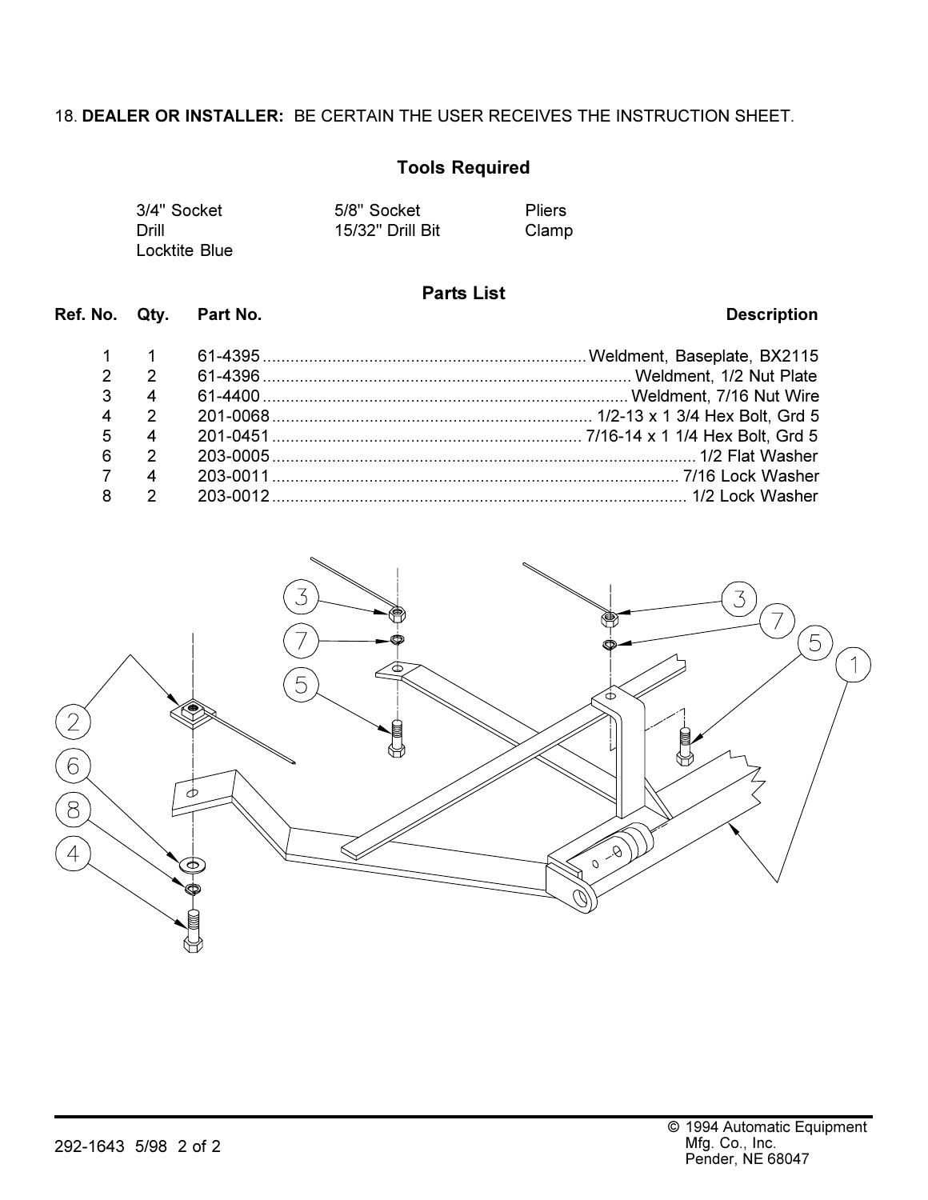18. **DEALER OR INSTALLER:** BE CERTAIN THE USER RECEIVES THE INSTRUCTION SHEET.

## Tools Required

| | | |
|---|---|---|
| 3/4" Socket | 5/8" Socket | Pliers |
| Drill | 15/32" Drill Bit | Clamp |
| Locktite Blue | | |

## Parts List

| Ref. No. | Qty. | Part No. | Description |
|---|---|---|---|
| 1 | 1 | 61-4395 | Weldment, Baseplate, BX2115 |
| 2 | 2 | 61-4396 | Weldment, 1/2 Nut Plate |
| 3 | 4 | 61-4400 | Weldment, 7/16 Nut Wire |
| 4 | 2 | 201-0068 | 1/2-13 x 1 3/4 Hex Bolt, Grd 5 |
| 5 | 4 | 201-0451 | 7/16-14 x 1 1/4 Hex Bolt, Grd 5 |
| 6 | 2 | 203-0005 | 1/2 Flat Washer |
| 7 | 4 | 203-0011 | 7/16 Lock Washer |
| 8 | 2 | 203-0012 | 1/2 Lock Washer |

292-1643 5/98

© 1994 Automatic Equipment Mfg. Co., Inc.
Pender, NE 68047